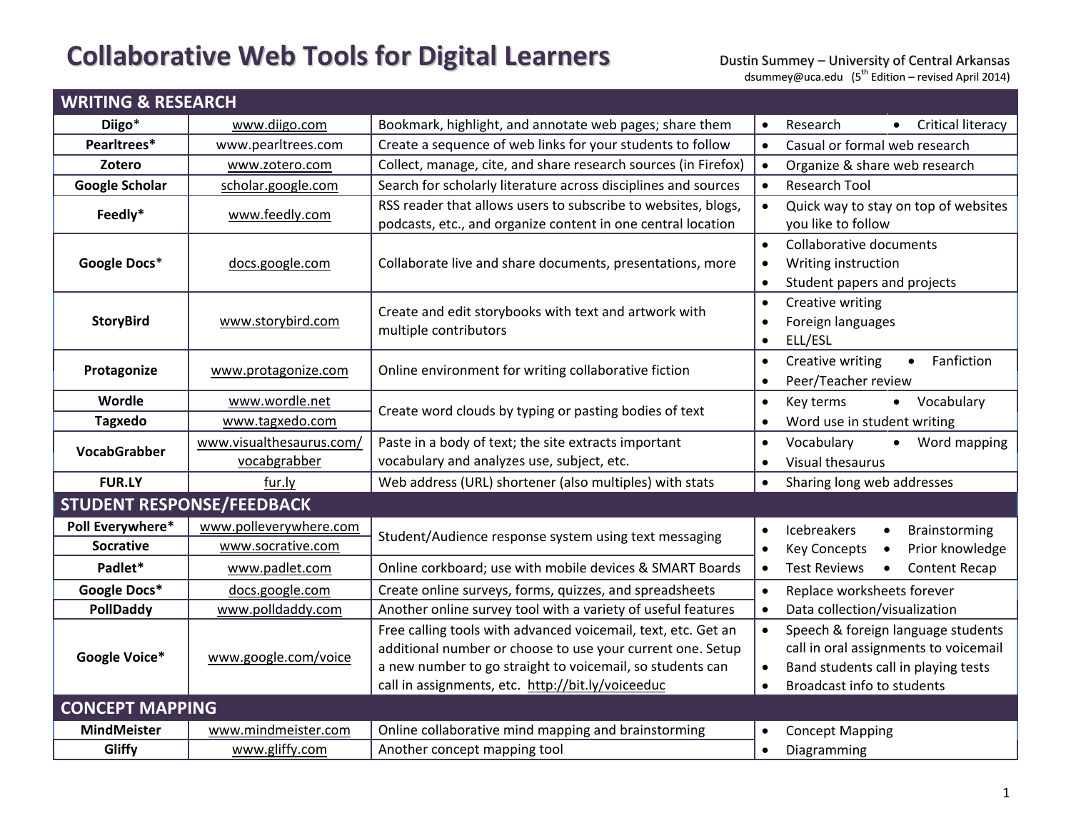# Collaborative Web Tools for Digital Learners

Dustin Summey – University of Central Arkansas
dsummey@uca.edu (5th Edition – revised April 2014)

## WRITING & RESEARCH

| Tool | URL | Description | Uses |
|---|---|---|---|
| **Diigo*** | www.diigo.com | Bookmark, highlight, and annotate web pages; share them | • Research • Critical literacy |
| **Pearltrees*** | www.pearltrees.com | Create a sequence of web links for your students to follow | • Casual or formal web research |
| **Zotero** | www.zotero.com | Collect, manage, cite, and share research sources (in Firefox) | • Organize & share web research |
| **Google Scholar** | scholar.google.com | Search for scholarly literature across disciplines and sources | • Research Tool |
| **Feedly*** | www.feedly.com | RSS reader that allows users to subscribe to websites, blogs, podcasts, etc., and organize content in one central location | • Quick way to stay on top of websites you like to follow |
| **Google Docs*** | docs.google.com | Collaborate live and share documents, presentations, more | • Collaborative documents • Writing instruction • Student papers and projects |
| **StoryBird** | www.storybird.com | Create and edit storybooks with text and artwork with multiple contributors | • Creative writing • Foreign languages • ELL/ESL |
| **Protagonize** | www.protagonize.com | Online environment for writing collaborative fiction | • Creative writing • Fanfiction • Peer/Teacher review |
| **Wordle** | www.wordle.net | Create word clouds by typing or pasting bodies of text | • Key terms • Vocabulary • Word use in student writing |
| **Tagxedo** | www.tagxedo.com | | |
| **VocabGrabber** | www.visualthesaurus.com/vocabgrabber | Paste in a body of text; the site extracts important vocabulary and analyzes use, subject, etc. | • Vocabulary • Word mapping • Visual thesaurus |
| **FUR.LY** | fur.ly | Web address (URL) shortener (also multiples) with stats | • Sharing long web addresses |

## STUDENT RESPONSE/FEEDBACK

| Tool | URL | Description | Uses |
|---|---|---|---|
| **Poll Everywhere*** | www.polleverywhere.com | Student/Audience response system using text messaging | • Icebreakers • Brainstorming • Key Concepts • Prior knowledge • Test Reviews • Content Recap |
| **Socrative** | www.socrative.com | | |
| **Padlet*** | www.padlet.com | Online corkboard; use with mobile devices & SMART Boards | |
| **Google Docs*** | docs.google.com | Create online surveys, forms, quizzes, and spreadsheets | • Replace worksheets forever |
| **PollDaddy** | www.polldaddy.com | Another online survey tool with a variety of useful features | • Data collection/visualization |
| **Google Voice*** | www.google.com/voice | Free calling tools with advanced voicemail, text, etc. Get an additional number or choose to use your current one. Setup a new number to go straight to voicemail, so students can call in assignments, etc. http://bit.ly/voiceeduc | • Speech & foreign language students call in oral assignments to voicemail • Band students call in playing tests • Broadcast info to students |

## CONCEPT MAPPING

| Tool | URL | Description | Uses |
|---|---|---|---|
| **MindMeister** | www.mindmeister.com | Online collaborative mind mapping and brainstorming | • Concept Mapping • Diagramming |
| **Gliffy** | www.gliffy.com | Another concept mapping tool | |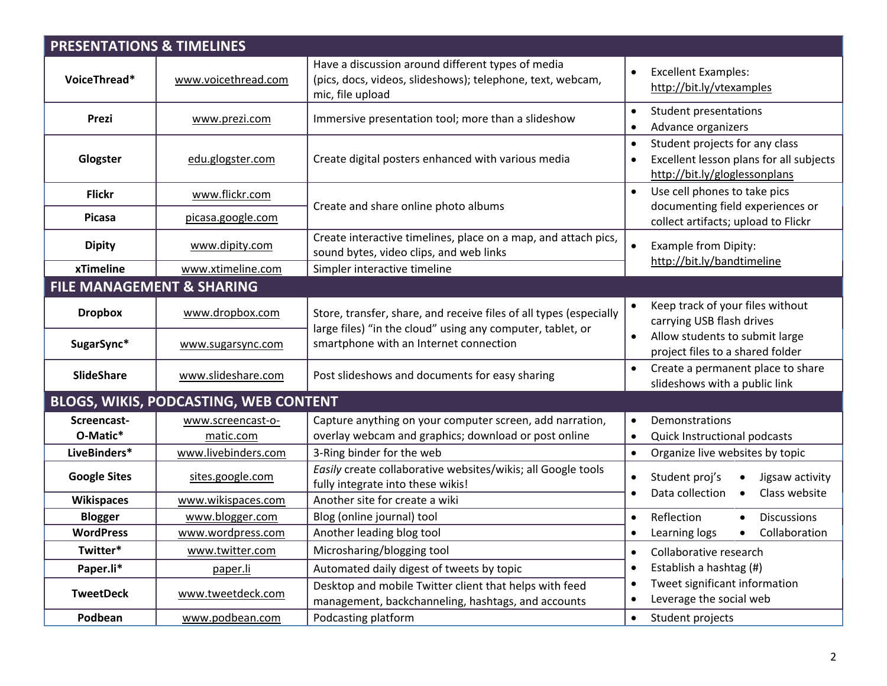| PRESENTATIONS & TIMELINES | | | |
|---|---|---|---|
| **VoiceThread*** | www.voicethread.com | Have a discussion around different types of media (pics, docs, videos, slideshows); telephone, text, webcam, mic, file upload | • Excellent Examples: http://bit.ly/vtexamples |
| **Prezi** | www.prezi.com | Immersive presentation tool; more than a slideshow | • Student presentations<br>• Advance organizers |
| **Glogster** | edu.glogster.com | Create digital posters enhanced with various media | • Student projects for any class<br>• Excellent lesson plans for all subjects http://bit.ly/gloglessonplans |
| **Flickr** | www.flickr.com | Create and share online photo albums | • Use cell phones to take pics documenting field experiences or collect artifacts; upload to Flickr |
| **Picasa** | picasa.google.com | | |
| **Dipity** | www.dipity.com | Create interactive timelines, place on a map, and attach pics, sound bytes, video clips, and web links | • Example from Dipity: http://bit.ly/bandtimeline |
| **xTimeline** | www.xtimeline.com | Simpler interactive timeline | |
| **FILE MANAGEMENT & SHARING** | | | |
| **Dropbox** | www.dropbox.com | Store, transfer, share, and receive files of all types (especially large files) "in the cloud" using any computer, tablet, or smartphone with an Internet connection | • Keep track of your files without carrying USB flash drives<br>• Allow students to submit large project files to a shared folder |
| **SugarSync*** | www.sugarsync.com | | |
| **SlideShare** | www.slideshare.com | Post slideshows and documents for easy sharing | • Create a permanent place to share slideshows with a public link |
| **BLOGS, WIKIS, PODCASTING, WEB CONTENT** | | | |
| **Screencast-O-Matic*** | www.screencast-o-matic.com | Capture anything on your computer screen, add narration, overlay webcam and graphics; download or post online | • Demonstrations<br>• Quick Instructional podcasts |
| **LiveBinders*** | www.livebinders.com | 3-Ring binder for the web | • Organize live websites by topic |
| **Google Sites** | sites.google.com | *Easily* create collaborative websites/wikis; all Google tools fully integrate into these wikis! | • Student proj's • Jigsaw activity<br>• Data collection • Class website |
| **Wikispaces** | www.wikispaces.com | Another site for create a wiki | |
| **Blogger** | www.blogger.com | Blog (online journal) tool | • Reflection • Discussions<br>• Learning logs • Collaboration |
| **WordPress** | www.wordpress.com | Another leading blog tool | |
| **Twitter*** | www.twitter.com | Microsharing/blogging tool | • Collaborative research<br>• Establish a hashtag (#)<br>• Tweet significant information<br>• Leverage the social web |
| **Paper.li*** | paper.li | Automated daily digest of tweets by topic | |
| **TweetDeck** | www.tweetdeck.com | Desktop and mobile Twitter client that helps with feed management, backchanneling, hashtags, and accounts | |
| **Podbean** | www.podbean.com | Podcasting platform | • Student projects |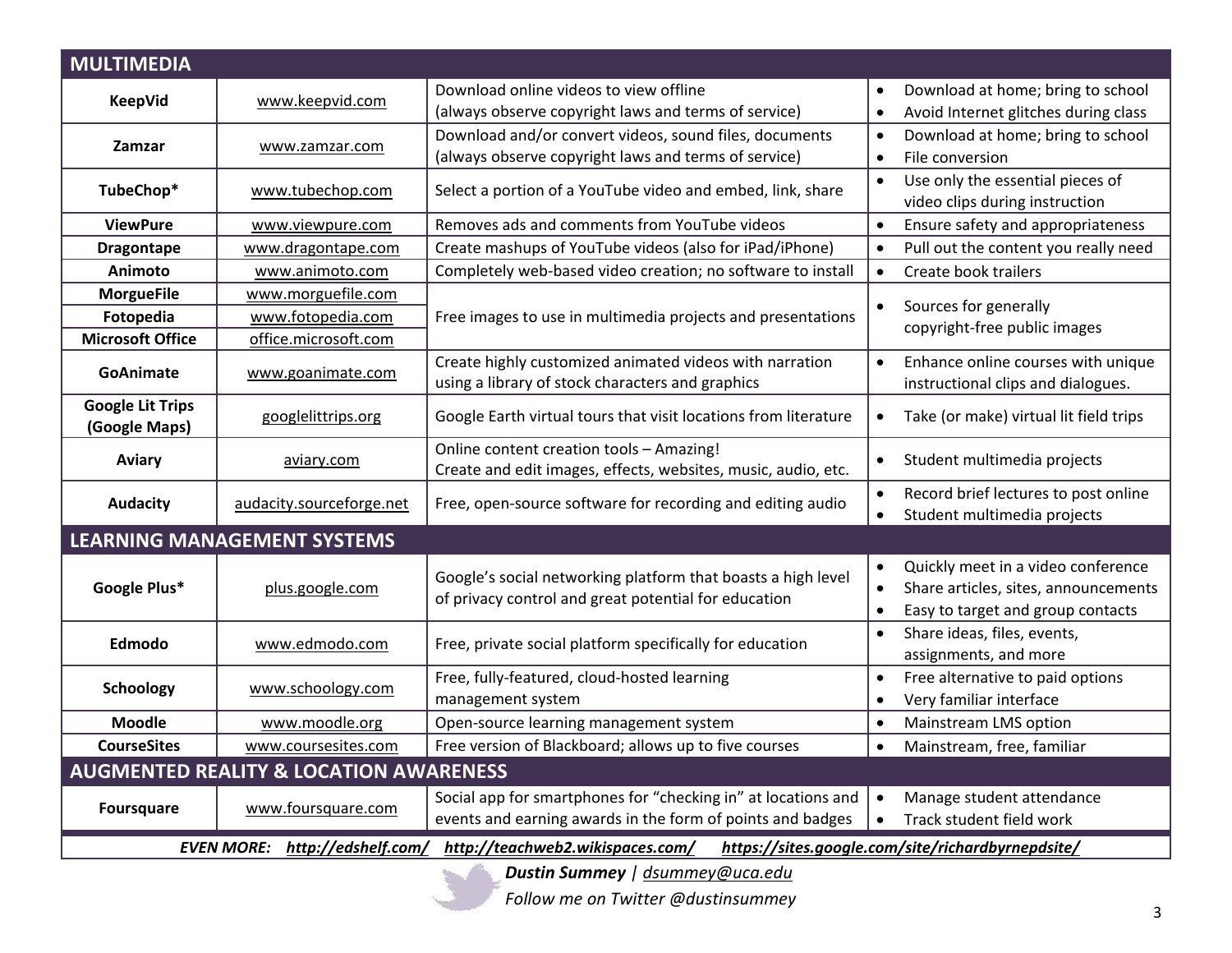| | | | |
|---|---|---|---|
| **MULTIMEDIA** | | | |
| **KeepVid** | www.keepvid.com | Download online videos to view offline (always observe copyright laws and terms of service) | • Download at home; bring to school<br>• Avoid Internet glitches during class |
| **Zamzar** | www.zamzar.com | Download and/or convert videos, sound files, documents (always observe copyright laws and terms of service) | • Download at home; bring to school<br>• File conversion |
| **TubeChop*** | www.tubechop.com | Select a portion of a YouTube video and embed, link, share | • Use only the essential pieces of video clips during instruction |
| **ViewPure** | www.viewpure.com | Removes ads and comments from YouTube videos | • Ensure safety and appropriateness |
| **Dragontape** | www.dragontape.com | Create mashups of YouTube videos (also for iPad/iPhone) | • Pull out the content you really need |
| **Animoto** | www.animoto.com | Completely web-based video creation; no software to install | • Create book trailers |
| **MorgueFile** | www.morguefile.com | Free images to use in multimedia projects and presentations | • Sources for generally copyright-free public images |
| **Fotopedia** | www.fotopedia.com | | |
| **Microsoft Office** | office.microsoft.com | | |
| **GoAnimate** | www.goanimate.com | Create highly customized animated videos with narration using a library of stock characters and graphics | • Enhance online courses with unique instructional clips and dialogues. |
| **Google Lit Trips (Google Maps)** | googlelittrips.org | Google Earth virtual tours that visit locations from literature | • Take (or make) virtual lit field trips |
| **Aviary** | aviary.com | Online content creation tools – Amazing! Create and edit images, effects, websites, music, audio, etc. | • Student multimedia projects |
| **Audacity** | audacity.sourceforge.net | Free, open-source software for recording and editing audio | • Record brief lectures to post online<br>• Student multimedia projects |
| **LEARNING MANAGEMENT SYSTEMS** | | | |
| **Google Plus*** | plus.google.com | Google's social networking platform that boasts a high level of privacy control and great potential for education | • Quickly meet in a video conference<br>• Share articles, sites, announcements<br>• Easy to target and group contacts |
| **Edmodo** | www.edmodo.com | Free, private social platform specifically for education | • Share ideas, files, events, assignments, and more |
| **Schoology** | www.schoology.com | Free, fully-featured, cloud-hosted learning management system | • Free alternative to paid options<br>• Very familiar interface |
| **Moodle** | www.moodle.org | Open-source learning management system | • Mainstream LMS option |
| **CourseSites** | www.coursesites.com | Free version of Blackboard; allows up to five courses | • Mainstream, free, familiar |
| **AUGMENTED REALITY & LOCATION AWARENESS** | | | |
| **Foursquare** | www.foursquare.com | Social app for smartphones for "checking in" at locations and events and earning awards in the form of points and badges | • Manage student attendance<br>• Track student field work |

***EVEN MORE:*** ***http://edshelf.com/*** ***http://teachweb2.wikispaces.com/*** ***https://sites.google.com/site/richardbyrnepdsite/***

***Dustin Summey*** | *dsummey@uca.edu*

*Follow me on Twitter @dustinsummey*